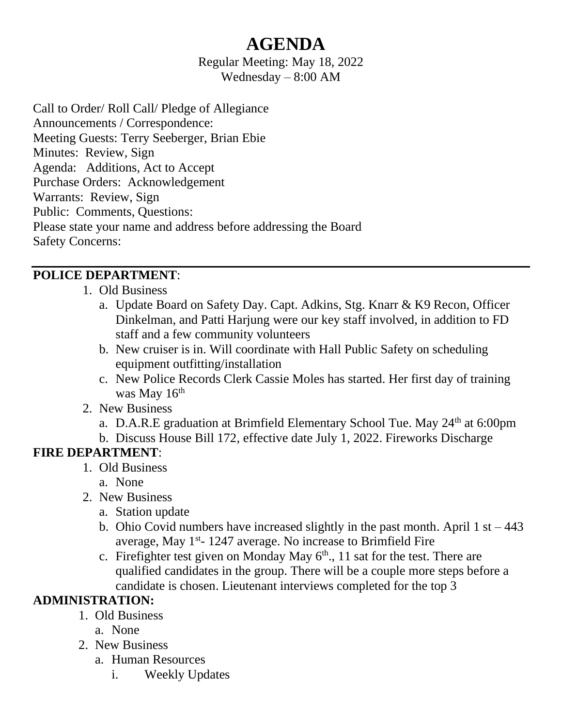# AGENDA

Regular Meeting: May 18, 2022
Wednesday – 8:00 AM

Call to Order/ Roll Call/ Pledge of Allegiance
Announcements / Correspondence:
Meeting Guests: Terry Seeberger, Brian Ebie
Minutes: Review, Sign
Agenda: Additions, Act to Accept
Purchase Orders: Acknowledgement
Warrants: Review, Sign
Public: Comments, Questions:
Please state your name and address before addressing the Board
Safety Concerns:

---

**POLICE DEPARTMENT**:

1. Old Business
   a. Update Board on Safety Day. Capt. Adkins, Stg. Knarr & K9 Recon, Officer Dinkelman, and Patti Harjung were our key staff involved, in addition to FD staff and a few community volunteers
   b. New cruiser is in. Will coordinate with Hall Public Safety on scheduling equipment outfitting/installation
   c. New Police Records Clerk Cassie Moles has started. Her first day of training was May 16th
2. New Business
   a. D.A.R.E graduation at Brimfield Elementary School Tue. May 24th at 6:00pm
   b. Discuss House Bill 172, effective date July 1, 2022. Fireworks Discharge

**FIRE DEPARTMENT**:

1. Old Business
   a. None
2. New Business
   a. Station update
   b. Ohio Covid numbers have increased slightly in the past month. April 1 st – 443 average, May 1st- 1247 average. No increase to Brimfield Fire
   c. Firefighter test given on Monday May 6th., 11 sat for the test. There are qualified candidates in the group. There will be a couple more steps before a candidate is chosen. Lieutenant interviews completed for the top 3

**ADMINISTRATION:**

1. Old Business
   a. None
2. New Business
   a. Human Resources
      i. Weekly Updates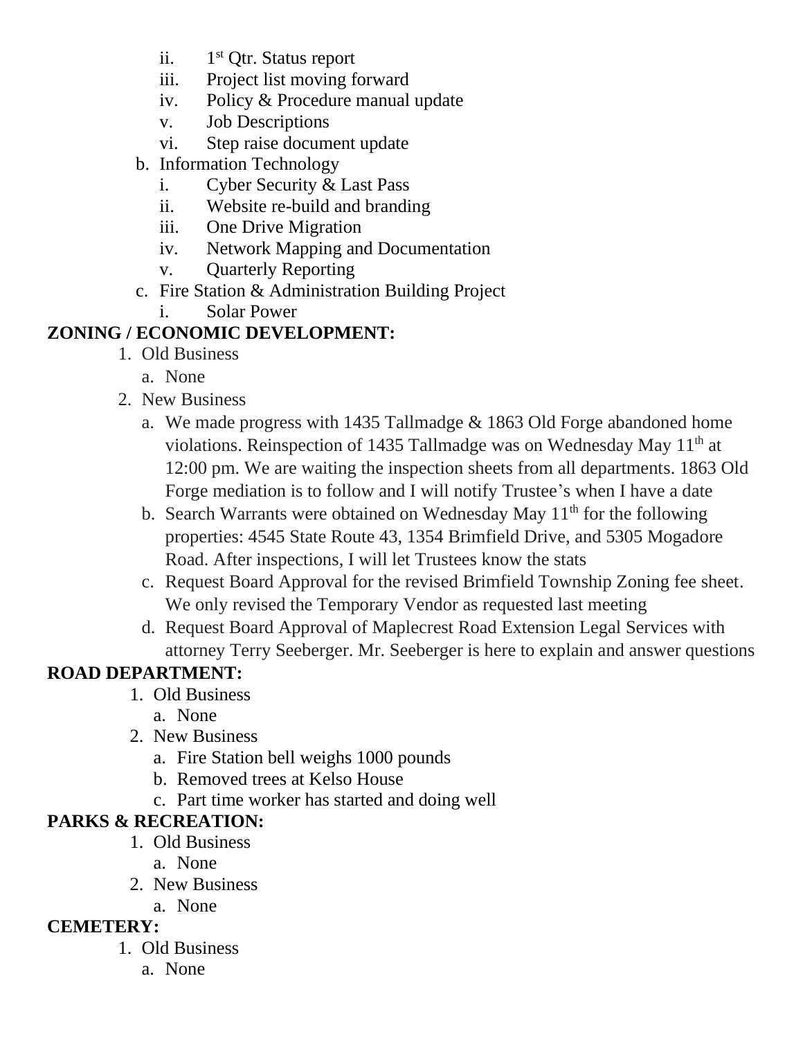- ii. 1st Qtr. Status report
   - iii. Project list moving forward
   - iv. Policy & Procedure manual update
   - v. Job Descriptions
   - vi. Step raise document update
- b. Information Technology
   - i. Cyber Security & Last Pass
   - ii. Website re-build and branding
   - iii. One Drive Migration
   - iv. Network Mapping and Documentation
   - v. Quarterly Reporting
- c. Fire Station & Administration Building Project
   - i. Solar Power

**ZONING / ECONOMIC DEVELOPMENT:**

1. Old Business
   - a. None
2. New Business
   - a. We made progress with 1435 Tallmadge & 1863 Old Forge abandoned home violations. Reinspection of 1435 Tallmadge was on Wednesday May 11th at 12:00 pm. We are waiting the inspection sheets from all departments. 1863 Old Forge mediation is to follow and I will notify Trustee's when I have a date
   - b. Search Warrants were obtained on Wednesday May 11th for the following properties: 4545 State Route 43, 1354 Brimfield Drive, and 5305 Mogadore Road. After inspections, I will let Trustees know the stats
   - c. Request Board Approval for the revised Brimfield Township Zoning fee sheet. We only revised the Temporary Vendor as requested last meeting
   - d. Request Board Approval of Maplecrest Road Extension Legal Services with attorney Terry Seeberger. Mr. Seeberger is here to explain and answer questions

**ROAD DEPARTMENT:**

1. Old Business
   - a. None
2. New Business
   - a. Fire Station bell weighs 1000 pounds
   - b. Removed trees at Kelso House
   - c. Part time worker has started and doing well

**PARKS & RECREATION:**

1. Old Business
   - a. None
2. New Business
   - a. None

**CEMETERY:**

1. Old Business
   - a. None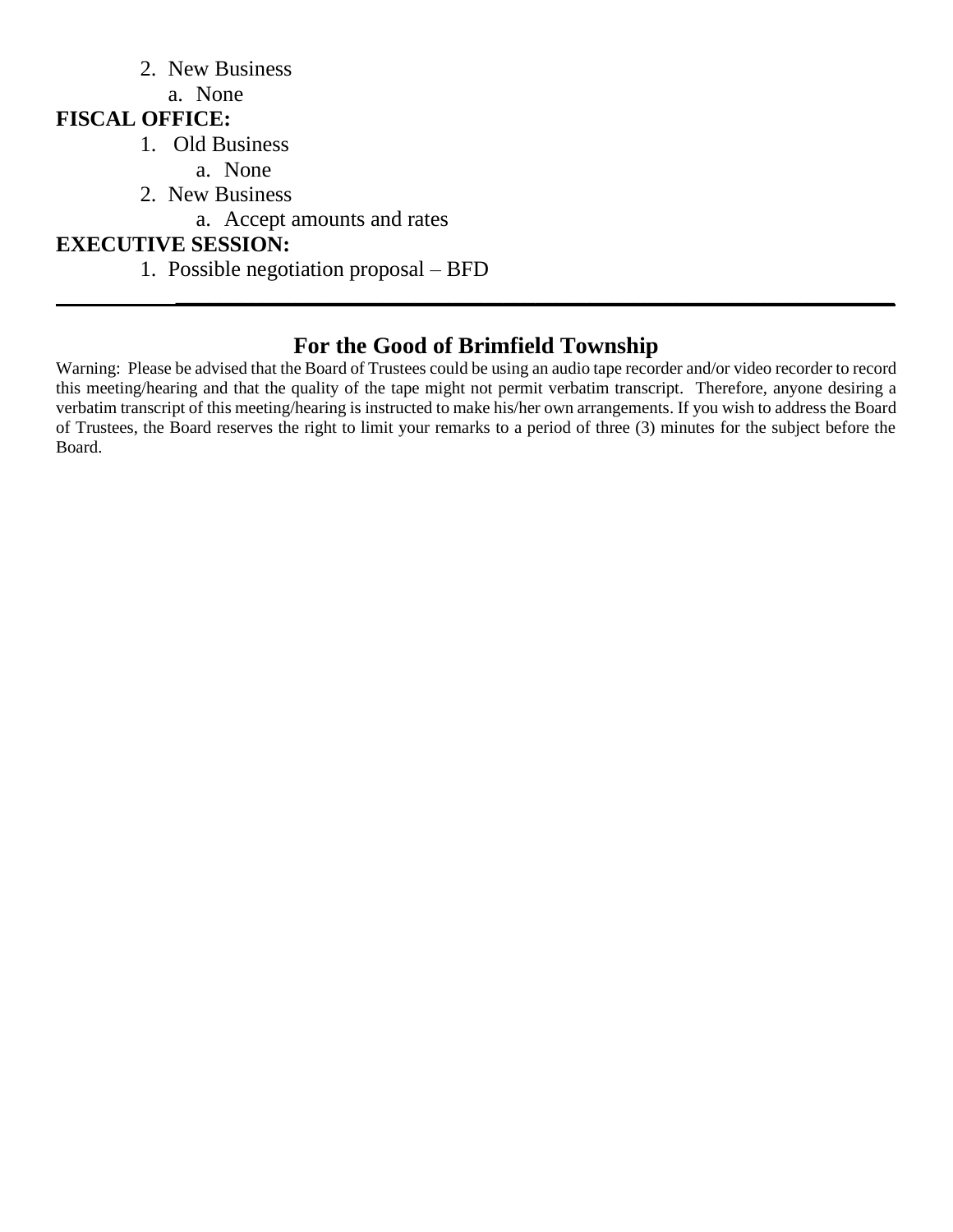2. New Business
    a. None

**FISCAL OFFICE:**

1. Old Business
    a. None
2. New Business
    a. Accept amounts and rates

**EXECUTIVE SESSION:**

1. Possible negotiation proposal – BFD

---

## For the Good of Brimfield Township

Warning: Please be advised that the Board of Trustees could be using an audio tape recorder and/or video recorder to record this meeting/hearing and that the quality of the tape might not permit verbatim transcript. Therefore, anyone desiring a verbatim transcript of this meeting/hearing is instructed to make his/her own arrangements. If you wish to address the Board of Trustees, the Board reserves the right to limit your remarks to a period of three (3) minutes for the subject before the Board.